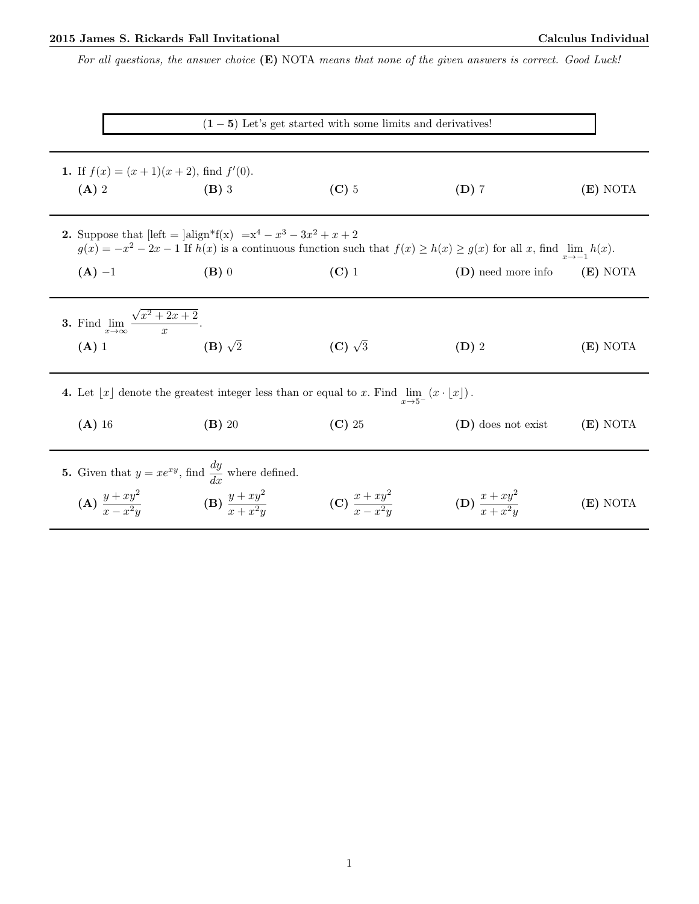*For all questions, the answer choice* **(E)** NOTA *means that none of the given answers is correct. Good Luck!*

**(1 − 5)** Let's get started with some limits and derivatives!

---

**1.** If $f(x) = (x+1)(x+2)$, find $f'(0)$.

**(A)** 2 **(B)** 3 **(C)** 5 **(D)** 7 **(E)** NOTA

---

**2.** Suppose that [left = ]align*f(x) =x$^4 - x^3 - 3x^2 + x + 2$
$g(x) = -x^2 - 2x - 1$ If $h(x)$ is a continuous function such that $f(x) \geq h(x) \geq g(x)$ for all $x$, find $\lim\limits_{x \to -1} h(x)$.

**(A)** $-1$ **(B)** 0 **(C)** 1 **(D)** need more info **(E)** NOTA

---

**3.** Find $\lim\limits_{x \to \infty} \dfrac{\sqrt{x^2 + 2x + 2}}{x}$.

**(A)** 1 **(B)** $\sqrt{2}$ **(C)** $\sqrt{3}$ **(D)** 2 **(E)** NOTA

---

**4.** Let $\lfloor x \rfloor$ denote the greatest integer less than or equal to $x$. Find $\lim\limits_{x \to 5^-} (x \cdot \lfloor x \rfloor)$.

**(A)** 16 **(B)** 20 **(C)** 25 **(D)** does not exist **(E)** NOTA

---

**5.** Given that $y = xe^{xy}$, find $\dfrac{dy}{dx}$ where defined.

**(A)** $\dfrac{y + xy^2}{x - x^2y}$ **(B)** $\dfrac{y + xy^2}{x + x^2y}$ **(C)** $\dfrac{x + xy^2}{x - x^2y}$ **(D)** $\dfrac{x + xy^2}{x + x^2y}$ **(E)** NOTA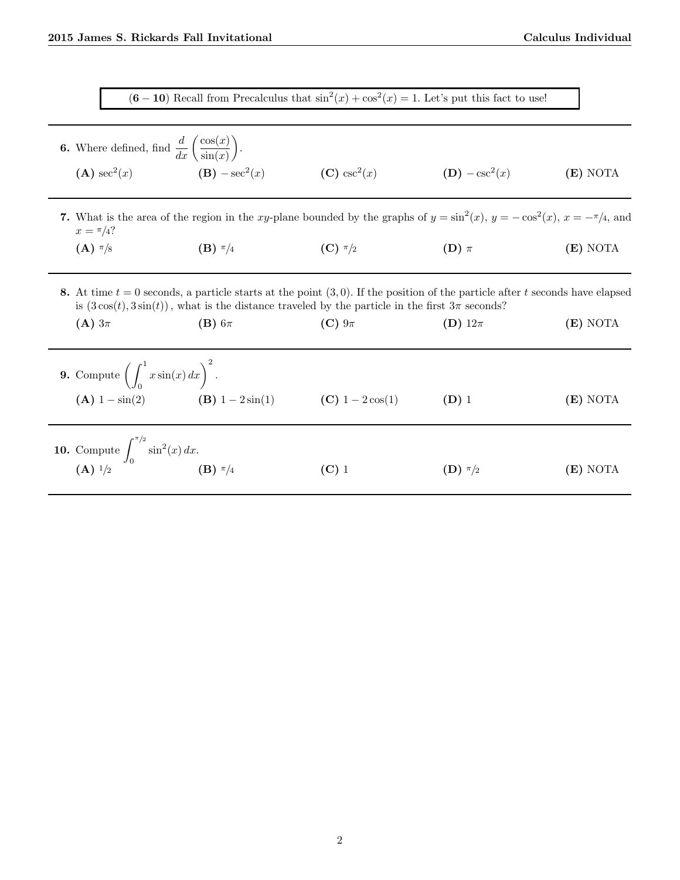**(6 − 10)** Recall from Precalculus that $\sin^2(x) + \cos^2(x) = 1$. Let's put this fact to use!

---

**6.** Where defined, find $\dfrac{d}{dx}\left(\dfrac{\cos(x)}{\sin(x)}\right)$.

**(A)** $\sec^2(x)$ **(B)** $-\sec^2(x)$ **(C)** $\csc^2(x)$ **(D)** $-\csc^2(x)$ **(E)** NOTA

---

**7.** What is the area of the region in the $xy$-plane bounded by the graphs of $y = \sin^2(x)$, $y = -\cos^2(x)$, $x = -\pi/4$, and $x = \pi/4$?

**(A)** $\pi/8$ **(B)** $\pi/4$ **(C)** $\pi/2$ **(D)** $\pi$ **(E)** NOTA

---

**8.** At time $t = 0$ seconds, a particle starts at the point $(3, 0)$. If the position of the particle after $t$ seconds have elapsed is $(3\cos(t), 3\sin(t))$, what is the distance traveled by the particle in the first $3\pi$ seconds?

**(A)** $3\pi$ **(B)** $6\pi$ **(C)** $9\pi$ **(D)** $12\pi$ **(E)** NOTA

---

**9.** Compute $\left(\displaystyle\int_0^1 x\sin(x)\,dx\right)^2$.

**(A)** $1 - \sin(2)$ **(B)** $1 - 2\sin(1)$ **(C)** $1 - 2\cos(1)$ **(D)** $1$ **(E)** NOTA

---

**10.** Compute $\displaystyle\int_0^{\pi/2} \sin^2(x)\,dx$.

**(A)** $1/2$ **(B)** $\pi/4$ **(C)** $1$ **(D)** $\pi/2$ **(E)** NOTA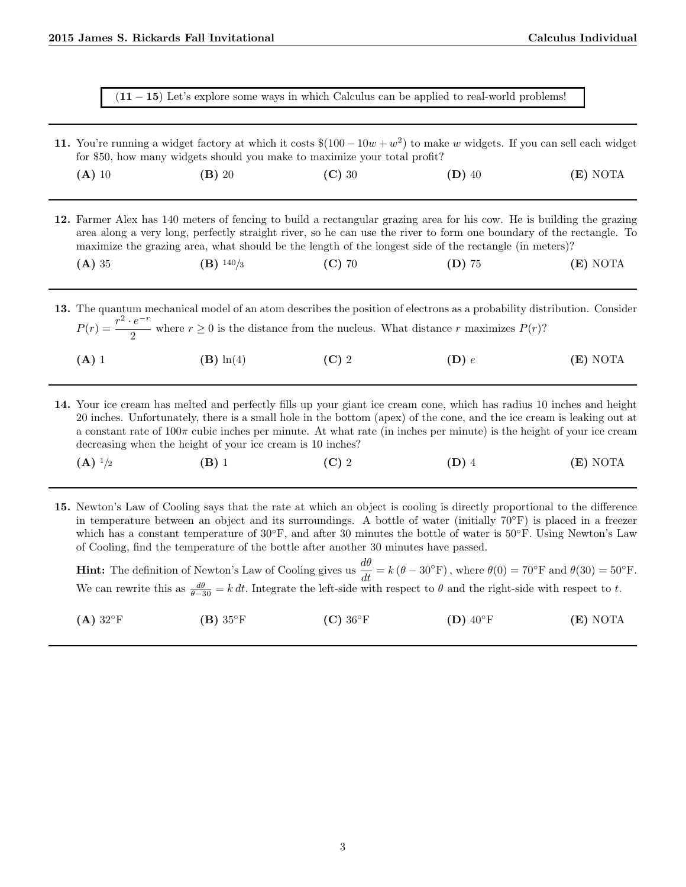(**11 – 15**) Let's explore some ways in which Calculus can be applied to real-world problems!

---

**11.** You're running a widget factory at which it costs $\$(100 - 10w + w^2)$ to make $w$ widgets. If you can sell each widget for \$50, how many widgets should you make to maximize your total profit?

**(A)** 10 **(B)** 20 **(C)** 30 **(D)** 40 **(E)** NOTA

---

**12.** Farmer Alex has 140 meters of fencing to build a rectangular grazing area for his cow. He is building the grazing area along a very long, perfectly straight river, so he can use the river to form one boundary of the rectangle. To maximize the grazing area, what should be the length of the longest side of the rectangle (in meters)?

**(A)** 35 **(B)** $^{140}/_{3}$ **(C)** 70 **(D)** 75 **(E)** NOTA

---

**13.** The quantum mechanical model of an atom describes the position of electrons as a probability distribution. Consider $P(r) = \dfrac{r^2 \cdot e^{-r}}{2}$ where $r \geq 0$ is the distance from the nucleus. What distance $r$ maximizes $P(r)$?

**(A)** 1 **(B)** $\ln(4)$ **(C)** 2 **(D)** $e$ **(E)** NOTA

---

**14.** Your ice cream has melted and perfectly fills up your giant ice cream cone, which has radius 10 inches and height 20 inches. Unfortunately, there is a small hole in the bottom (apex) of the cone, and the ice cream is leaking out at a constant rate of $100\pi$ cubic inches per minute. At what rate (in inches per minute) is the height of your ice cream decreasing when the height of your ice cream is 10 inches?

**(A)** $^{1}/_{2}$ **(B)** 1 **(C)** 2 **(D)** 4 **(E)** NOTA

---

**15.** Newton's Law of Cooling says that the rate at which an object is cooling is directly proportional to the difference in temperature between an object and its surroundings. A bottle of water (initially 70°F) is placed in a freezer which has a constant temperature of 30°F, and after 30 minutes the bottle of water is 50°F. Using Newton's Law of Cooling, find the temperature of the bottle after another 30 minutes have passed.

**Hint:** The definition of Newton's Law of Cooling gives us $\dfrac{d\theta}{dt} = k\left(\theta - 30°\text{F}\right)$, where $\theta(0) = 70°\text{F}$ and $\theta(30) = 50°\text{F}$. We can rewrite this as $\frac{d\theta}{\theta - 30} = k\,dt$. Integrate the left-side with respect to $\theta$ and the right-side with respect to $t$.

**(A)** 32°F **(B)** 35°F **(C)** 36°F **(D)** 40°F **(E)** NOTA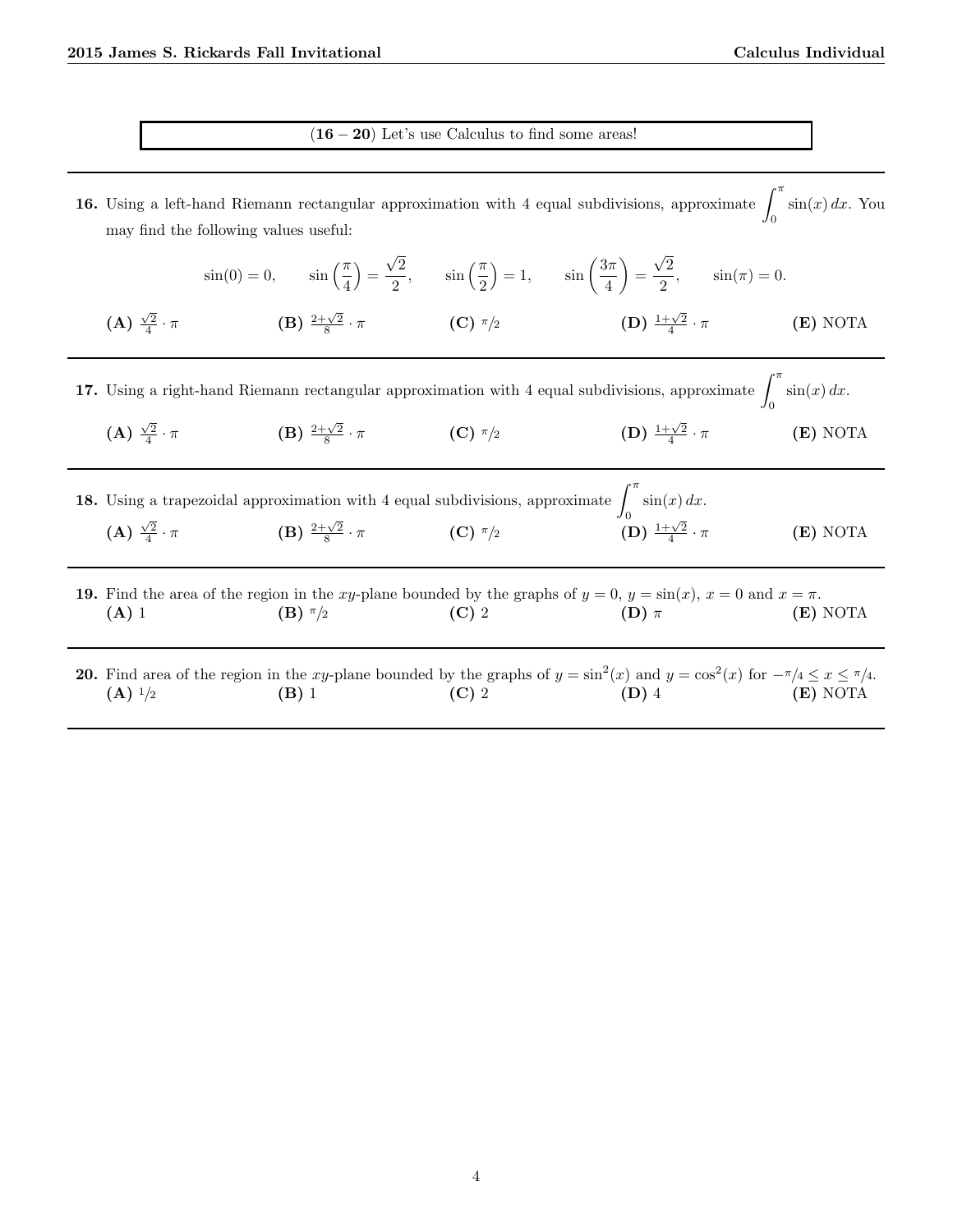**(16 – 20)** Let's use Calculus to find some areas!

---

**16.** Using a left-hand Riemann rectangular approximation with 4 equal subdivisions, approximate $\int_0^\pi \sin(x)\,dx$. You may find the following values useful:

$$\sin(0) = 0, \qquad \sin\left(\frac{\pi}{4}\right) = \frac{\sqrt{2}}{2}, \qquad \sin\left(\frac{\pi}{2}\right) = 1, \qquad \sin\left(\frac{3\pi}{4}\right) = \frac{\sqrt{2}}{2}, \qquad \sin(\pi) = 0.$$

**(A)** $\frac{\sqrt{2}}{4} \cdot \pi$ **(B)** $\frac{2+\sqrt{2}}{8} \cdot \pi$ **(C)** $\pi/2$ **(D)** $\frac{1+\sqrt{2}}{4} \cdot \pi$ **(E)** NOTA

---

**17.** Using a right-hand Riemann rectangular approximation with 4 equal subdivisions, approximate $\int_0^\pi \sin(x)\,dx$.

**(A)** $\frac{\sqrt{2}}{4} \cdot \pi$ **(B)** $\frac{2+\sqrt{2}}{8} \cdot \pi$ **(C)** $\pi/2$ **(D)** $\frac{1+\sqrt{2}}{4} \cdot \pi$ **(E)** NOTA

---

**18.** Using a trapezoidal approximation with 4 equal subdivisions, approximate $\int_0^\pi \sin(x)\,dx$.

**(A)** $\frac{\sqrt{2}}{4} \cdot \pi$ **(B)** $\frac{2+\sqrt{2}}{8} \cdot \pi$ **(C)** $\pi/2$ **(D)** $\frac{1+\sqrt{2}}{4} \cdot \pi$ **(E)** NOTA

---

**19.** Find the area of the region in the $xy$-plane bounded by the graphs of $y = 0$, $y = \sin(x)$, $x = 0$ and $x = \pi$.

**(A)** 1 **(B)** $\pi/2$ **(C)** 2 **(D)** $\pi$ **(E)** NOTA

---

**20.** Find area of the region in the $xy$-plane bounded by the graphs of $y = \sin^2(x)$ and $y = \cos^2(x)$ for $-\pi/4 \le x \le \pi/4$.

**(A)** $1/2$ **(B)** 1 **(C)** 2 **(D)** 4 **(E)** NOTA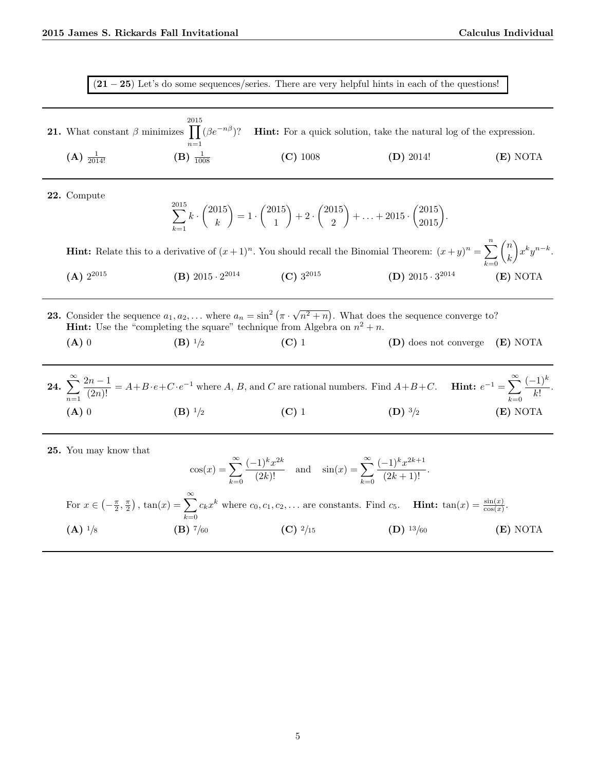**(21 – 25)** Let's do some sequences/series. There are very helpful hints in each of the questions!

---

**21.** What constant $\beta$ minimizes $\prod_{n=1}^{2015} (\beta e^{-n\beta})$? **Hint:** For a quick solution, take the natural log of the expression.

**(A)** $\frac{1}{2014!}$ **(B)** $\frac{1}{1008}$ **(C)** 1008 **(D)** 2014! **(E)** NOTA

---

**22.** Compute

$$\sum_{k=1}^{2015} k \cdot \binom{2015}{k} = 1 \cdot \binom{2015}{1} + 2 \cdot \binom{2015}{2} + \ldots + 2015 \cdot \binom{2015}{2015}.$$

**Hint:** Relate this to a derivative of $(x+1)^n$. You should recall the Binomial Theorem: $(x+y)^n = \sum_{k=0}^{n} \binom{n}{k} x^k y^{n-k}$.

**(A)** $2^{2015}$ **(B)** $2015 \cdot 2^{2014}$ **(C)** $3^{2015}$ **(D)** $2015 \cdot 3^{2014}$ **(E)** NOTA

---

**23.** Consider the sequence $a_1, a_2, \ldots$ where $a_n = \sin^2\left(\pi \cdot \sqrt{n^2+n}\right)$. What does the sequence converge to?
**Hint:** Use the "completing the square" technique from Algebra on $n^2 + n$.

**(A)** 0 **(B)** $1/2$ **(C)** 1 **(D)** does not converge **(E)** NOTA

---

**24.** $\sum_{n=1}^{\infty} \frac{2n-1}{(2n)!} = A + B \cdot e + C \cdot e^{-1}$ where $A$, $B$, and $C$ are rational numbers. Find $A+B+C$. **Hint:** $e^{-1} = \sum_{k=0}^{\infty} \frac{(-1)^k}{k!}$.

**(A)** 0 **(B)** $1/2$ **(C)** 1 **(D)** $3/2$ **(E)** NOTA

---

**25.** You may know that

$$\cos(x) = \sum_{k=0}^{\infty} \frac{(-1)^k x^{2k}}{(2k)!} \quad \text{and} \quad \sin(x) = \sum_{k=0}^{\infty} \frac{(-1)^k x^{2k+1}}{(2k+1)!}.$$

For $x \in \left(-\frac{\pi}{2}, \frac{\pi}{2}\right)$, $\tan(x) = \sum_{k=0}^{\infty} c_k x^k$ where $c_0, c_1, c_2, \ldots$ are constants. Find $c_5$. **Hint:** $\tan(x) = \frac{\sin(x)}{\cos(x)}$.

**(A)** $1/8$ **(B)** $7/60$ **(C)** $2/15$ **(D)** $13/60$ **(E)** NOTA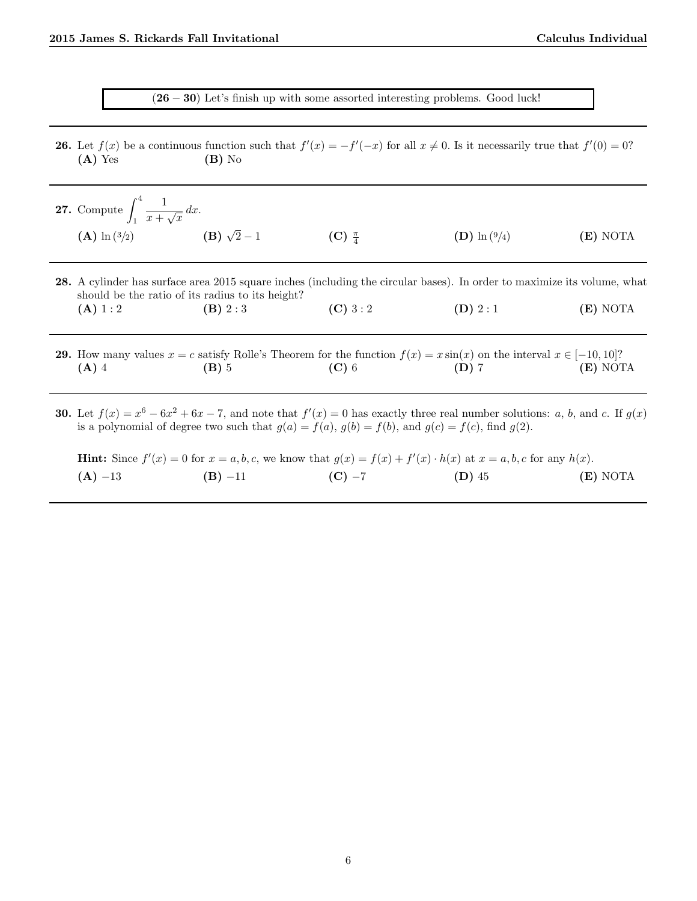(**26 – 30**) Let's finish up with some assorted interesting problems. Good luck!

---

**26.** Let $f(x)$ be a continuous function such that $f'(x) = -f'(-x)$ for all $x \neq 0$. Is it necessarily true that $f'(0) = 0$?
**(A)** Yes **(B)** No

---

**27.** Compute $\int_1^4 \frac{1}{x + \sqrt{x}}\, dx$.

**(A)** $\ln(3/2)$ **(B)** $\sqrt{2} - 1$ **(C)** $\frac{\pi}{4}$ **(D)** $\ln(9/4)$ **(E)** NOTA

---

**28.** A cylinder has surface area 2015 square inches (including the circular bases). In order to maximize its volume, what should be the ratio of its radius to its height?
**(A)** $1:2$ **(B)** $2:3$ **(C)** $3:2$ **(D)** $2:1$ **(E)** NOTA

---

**29.** How many values $x = c$ satisfy Rolle's Theorem for the function $f(x) = x\sin(x)$ on the interval $x \in [-10, 10]$?
**(A)** 4 **(B)** 5 **(C)** 6 **(D)** 7 **(E)** NOTA

---

**30.** Let $f(x) = x^6 - 6x^2 + 6x - 7$, and note that $f'(x) = 0$ has exactly three real number solutions: $a$, $b$, and $c$. If $g(x)$ is a polynomial of degree two such that $g(a) = f(a)$, $g(b) = f(b)$, and $g(c) = f(c)$, find $g(2)$.

**Hint:** Since $f'(x) = 0$ for $x = a, b, c$, we know that $g(x) = f(x) + f'(x) \cdot h(x)$ at $x = a, b, c$ for any $h(x)$.

**(A)** $-13$ **(B)** $-11$ **(C)** $-7$ **(D)** 45 **(E)** NOTA